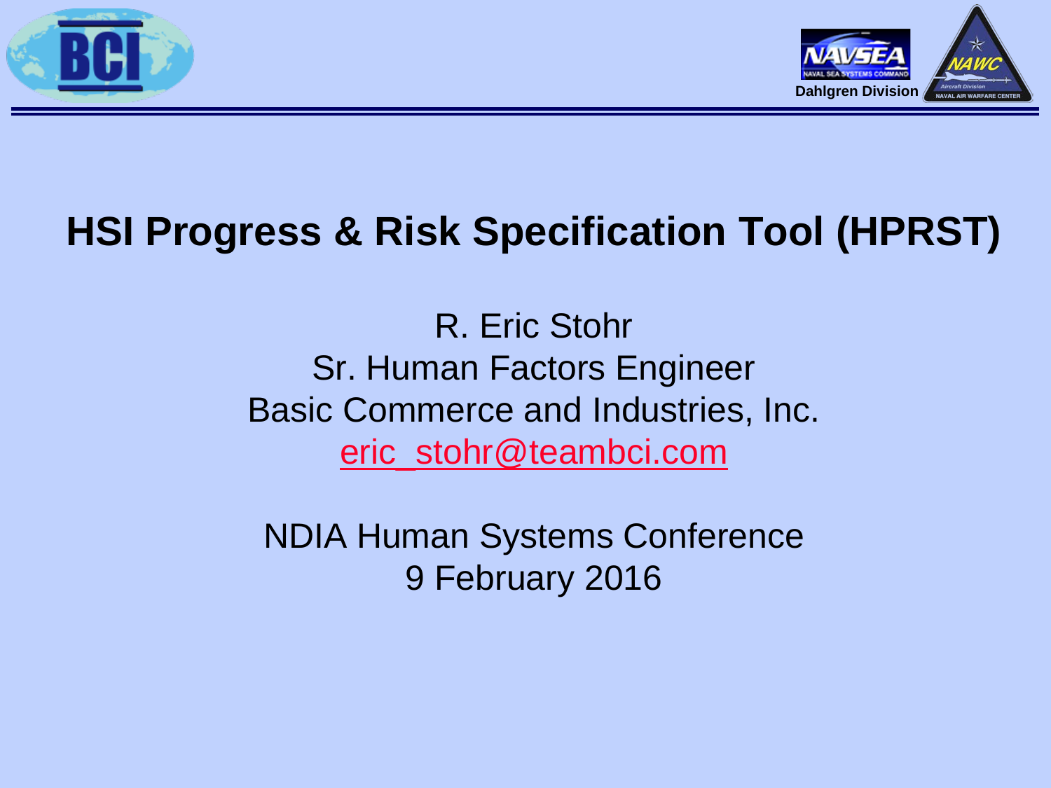# HSI Progress & Risk Specification Tool (HPRST)

R. Eric Stohr
Sr. Human Factors Engineer
Basic Commerce and Industries, Inc.
eric_stohr@teambci.com

NDIA Human Systems Conference
9 February 2016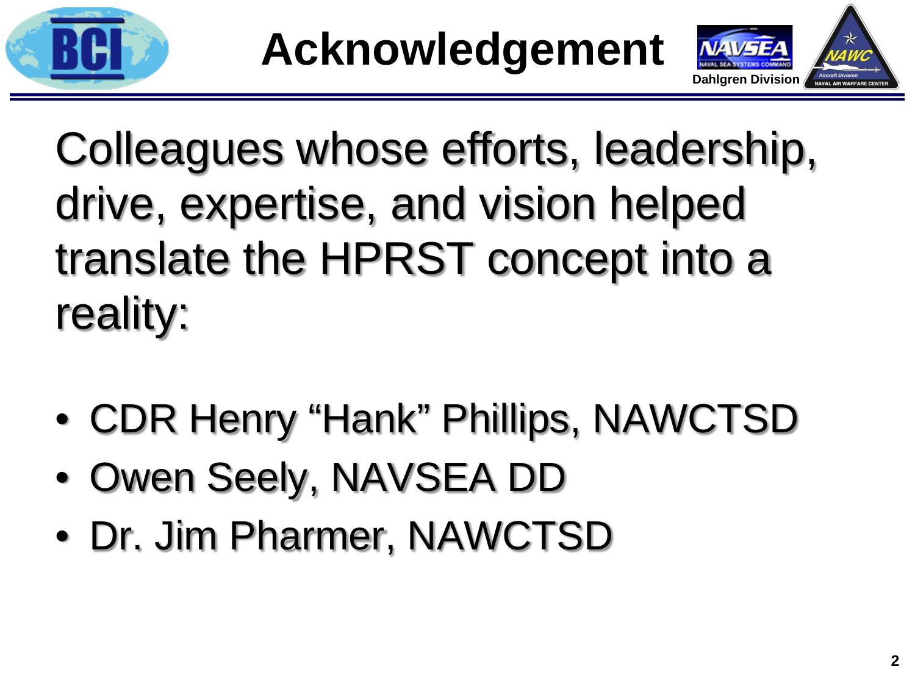# Acknowledgement

Dahlgren Division

Colleagues whose efforts, leadership, drive, expertise, and vision helped translate the HPRST concept into a reality:

- CDR Henry “Hank” Phillips, NAWCTSD
- Owen Seely, NAVSEA DD
- Dr. Jim Pharmer, NAWCTSD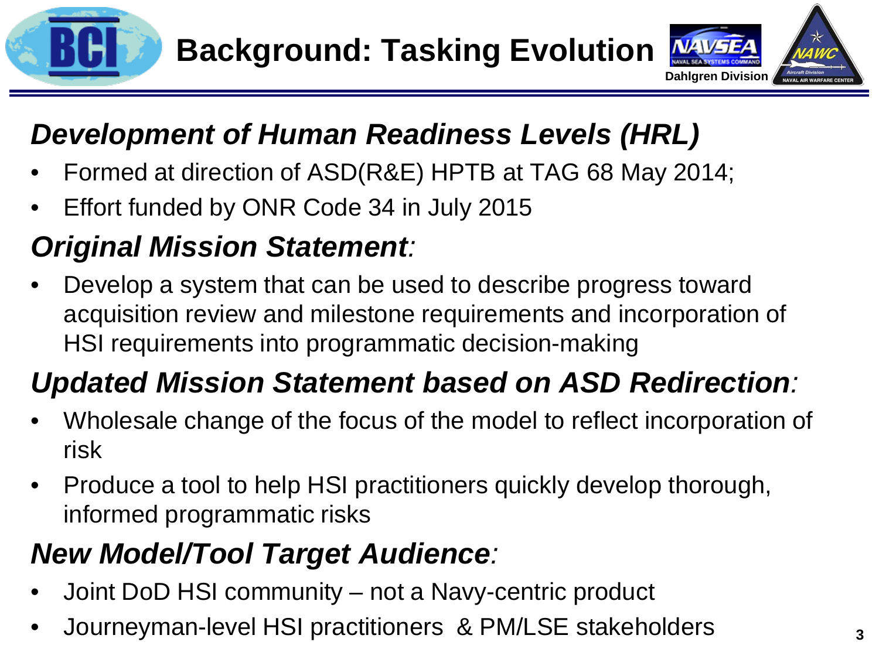# Background: Tasking Evolution

Dahlgren Division

## *Development of Human Readiness Levels (HRL)*

- Formed at direction of ASD(R&E) HPTB at TAG 68 May 2014;
- Effort funded by ONR Code 34 in July 2015

## *Original Mission Statement:*

- Develop a system that can be used to describe progress toward acquisition review and milestone requirements and incorporation of HSI requirements into programmatic decision-making

## *Updated Mission Statement based on ASD Redirection:*

- Wholesale change of the focus of the model to reflect incorporation of risk
- Produce a tool to help HSI practitioners quickly develop thorough, informed programmatic risks

## *New Model/Tool Target Audience:*

- Joint DoD HSI community – not a Navy-centric product
- Journeyman-level HSI practitioners & PM/LSE stakeholders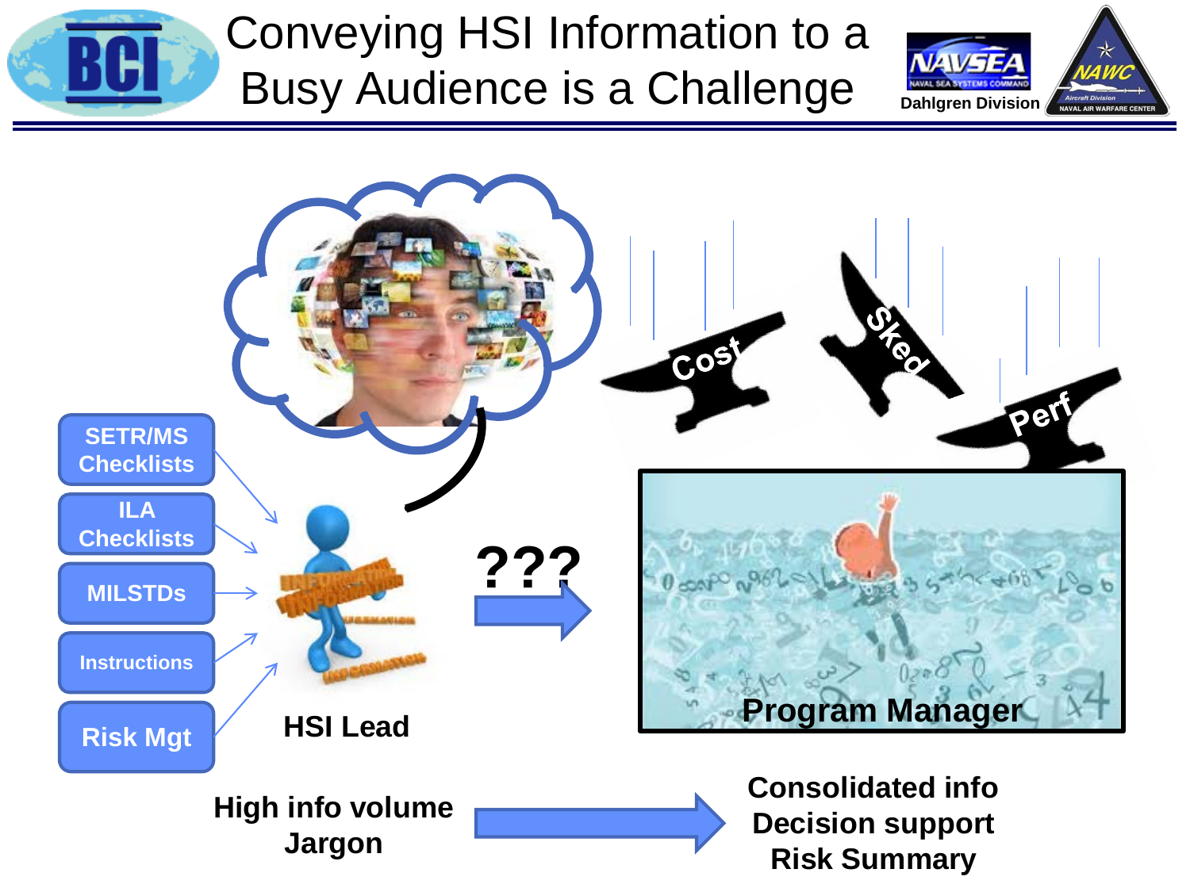# Conveying HSI Information to a Busy Audience is a Challenge

Dahlgren Division

- SETR/MS Checklists
- ILA Checklists
- MILSTDs
- Instructions
- Risk Mgt

HSI Lead

???

Cost

Sked

Perf

Program Manager

**High info volume**
**Jargon**

**Consolidated info**
**Decision support**
**Risk Summary**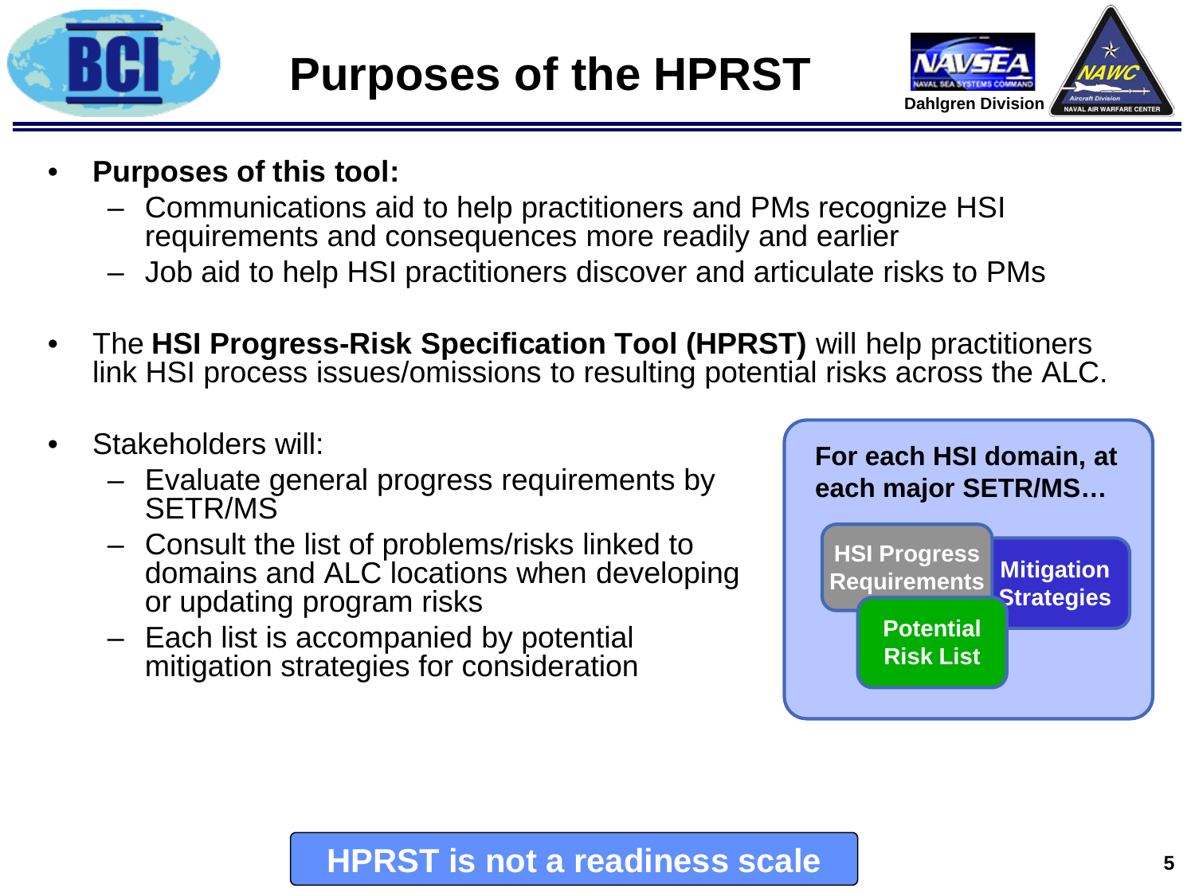# Purposes of the HPRST

- **Purposes of this tool:**
  - Communications aid to help practitioners and PMs recognize HSI requirements and consequences more readily and earlier
  - Job aid to help HSI practitioners discover and articulate risks to PMs
- The **HSI Progress-Risk Specification Tool (HPRST)** will help practitioners link HSI process issues/omissions to resulting potential risks across the ALC.
- Stakeholders will:
  - Evaluate general progress requirements by SETR/MS
  - Consult the list of problems/risks linked to domains and ALC locations when developing or updating program risks
  - Each list is accompanied by potential mitigation strategies for consideration

**For each HSI domain, at each major SETR/MS…**

- HSI Progress Requirements
- Mitigation Strategies
- Potential Risk List

**HPRST is not a readiness scale**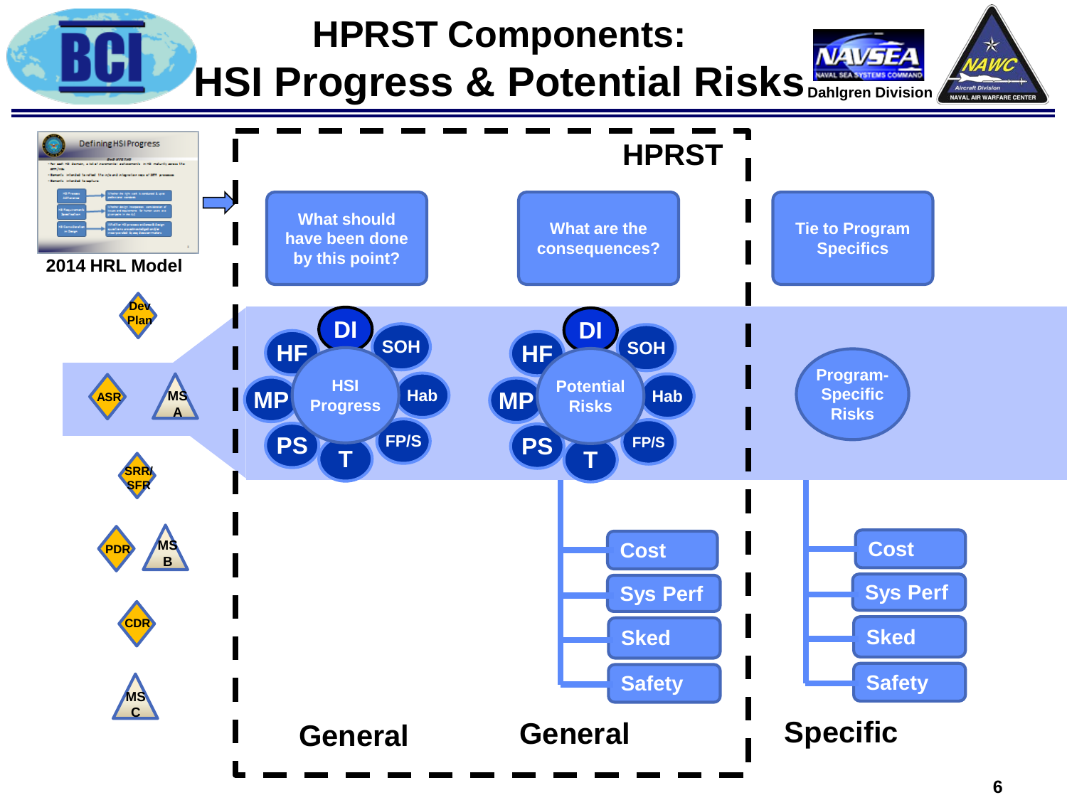# HPRST Components: HSI Progress & Potential Risks

Dahlgren Division

**2014 HRL Model**

Dev Plan

ASR

MS A

SRR/SFR

PDR

MS B

CDR

MS C

## HPRST

| What should have been done by this point? | What are the consequences? | Tie to Program Specifics |
|---|---|---|
| HSI Progress (DI, SOH, Hab, FP/S, T, PS, MP, HF) | Potential Risks (DI, SOH, Hab, FP/S, T, PS, MP, HF) | Program-Specific Risks |
| | Cost | Cost |
| | Sys Perf | Sys Perf |
| | Sked | Sked |
| | Safety | Safety |
| **General** | **General** | **Specific** |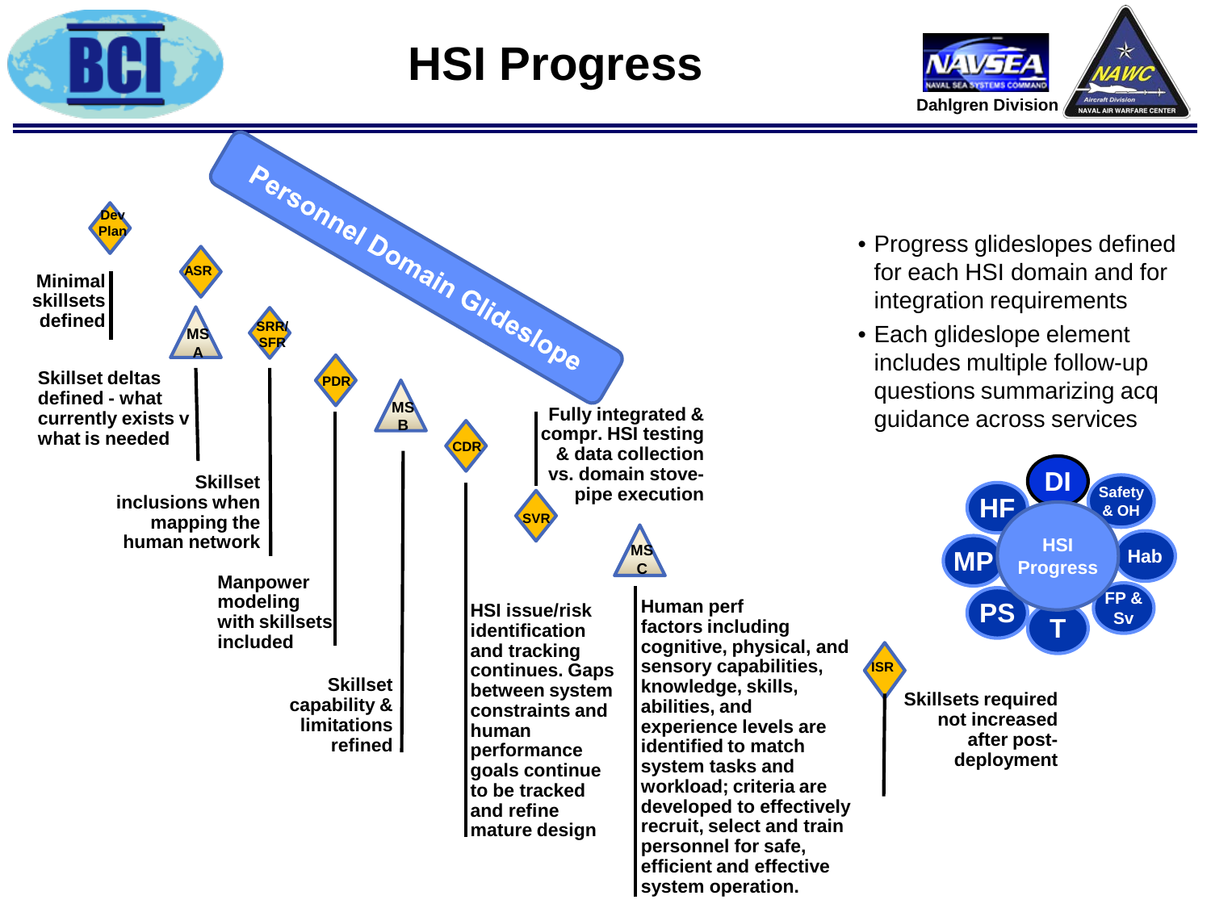# HSI Progress

Dahlgren Division

**Personnel Domain Glideslope**

- Progress glideslopes defined for each HSI domain and for integration requirements
- Each glideslope element includes multiple follow-up questions summarizing acq guidance across services

Dev Plan

**Minimal skillsets defined**

ASR

MS A

**Skillset deltas defined - what currently exists v what is needed**

SRR/SFR

**Skillset inclusions when mapping the human network**

PDR

**Manpower modeling with skillsets included**

MS B

**Skillset capability & limitations refined**

CDR

**HSI issue/risk identification and tracking continues. Gaps between system constraints and human performance goals continue to be tracked and refine mature design**

SVR

**Fully integrated & compr. HSI testing & data collection vs. domain stove-pipe execution**

MS C

**Human perf factors including cognitive, physical, and sensory capabilities, knowledge, skills, abilities, and experience levels are identified to match system tasks and workload; criteria are developed to effectively recruit, select and train personnel for safe, efficient and effective system operation.**

ISR

**Skillsets required not increased after post-deployment**

HSI Progress: DI, Safety & OH, Hab, FP & Sv, T, PS, MP, HF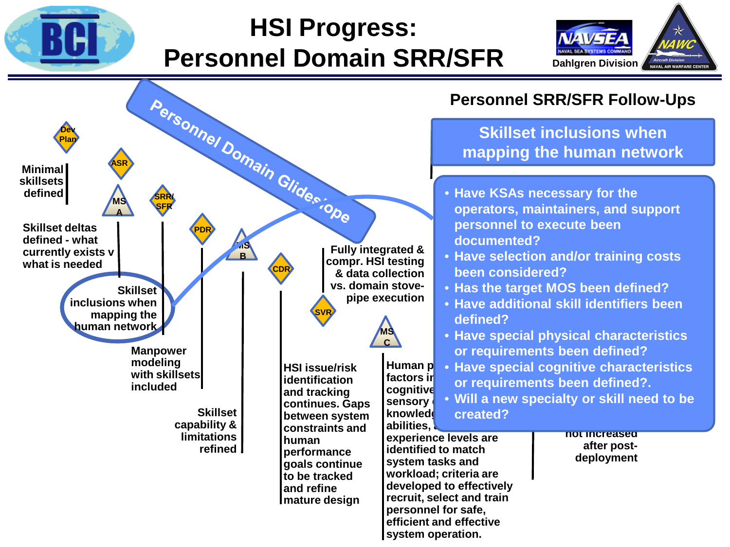# HSI Progress: Personnel Domain SRR/SFR

Dahlgren Division

Personnel Domain Glideslope

Dev Plan

ASR

MS A

SRR/ SFR

PDR

MS B

CDR

SVR

MS C

Minimal skillsets defined

Skillset deltas defined - what currently exists v what is needed

Skillset inclusions when mapping the human network

Manpower modeling with skillsets included

Skillset capability & limitations refined

HSI issue/risk identification and tracking continues. Gaps between system constraints and human performance goals continue to be tracked and refine mature design

Fully integrated & compr. HSI testing & data collection vs. domain stove-pipe execution

Human p... factors ir... cognitive... sensory... knowledg... abilities, ... experience levels are identified to match system tasks and workload; criteria are developed to effectively recruit, select and train personnel for safe, efficient and effective system operation.

...not increased after post-deployment

## Personnel SRR/SFR Follow-Ups

### Skillset inclusions when mapping the human network

- Have KSAs necessary for the operators, maintainers, and support personnel to execute been documented?
- Have selection and/or training costs been considered?
- Has the target MOS been defined?
- Have additional skill identifiers been defined?
- Have special physical characteristics or requirements been defined?
- Have special cognitive characteristics or requirements been defined?.
- Will a new specialty or skill need to be created?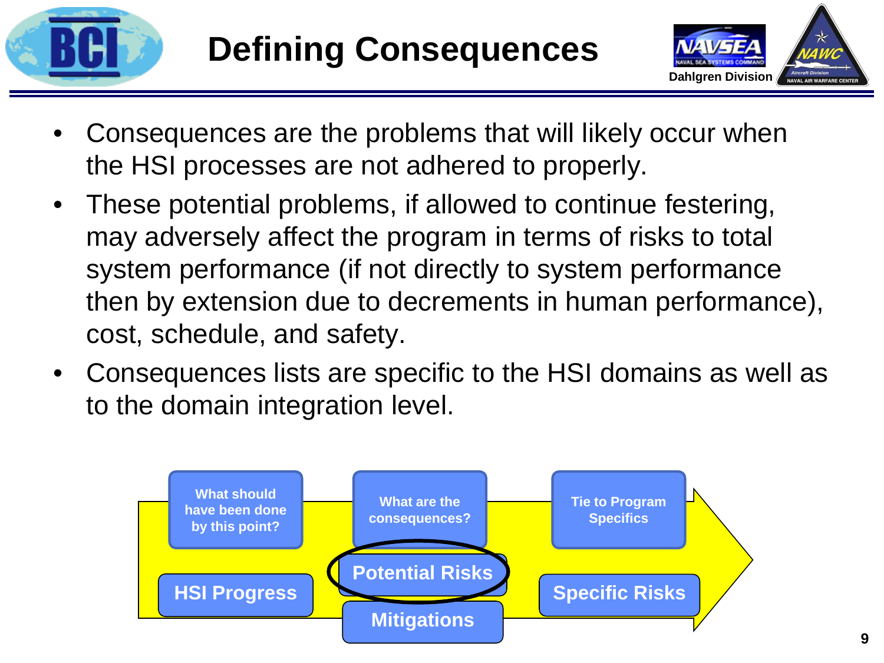# Defining Consequences

- Consequences are the problems that will likely occur when the HSI processes are not adhered to properly.
- These potential problems, if allowed to continue festering, may adversely affect the program in terms of risks to total system performance (if not directly to system performance then by extension due to decrements in human performance), cost, schedule, and safety.
- Consequences lists are specific to the HSI domains as well as to the domain integration level.

What should have been done by this point?

HSI Progress

What are the consequences?

Potential Risks

Mitigations

Tie to Program Specifics

Specific Risks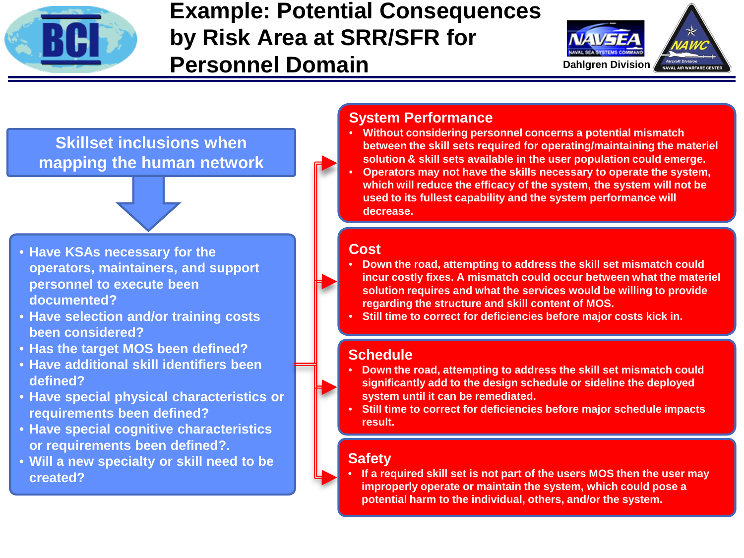# Example: Potential Consequences by Risk Area at SRR/SFR for Personnel Domain

Dahlgren Division

## Skillset inclusions when mapping the human network

- Have KSAs necessary for the operators, maintainers, and support personnel to execute been documented?
- Have selection and/or training costs been considered?
- Has the target MOS been defined?
- Have additional skill identifiers been defined?
- Have special physical characteristics or requirements been defined?
- Have special cognitive characteristics or requirements been defined?.
- Will a new specialty or skill need to be created?

### System Performance

- Without considering personnel concerns a potential mismatch between the skill sets required for operating/maintaining the materiel solution & skill sets available in the user population could emerge.
- Operators may not have the skills necessary to operate the system, which will reduce the efficacy of the system, the system will not be used to its fullest capability and the system performance will decrease.

### Cost

- Down the road, attempting to address the skill set mismatch could incur costly fixes. A mismatch could occur between what the materiel solution requires and what the services would be willing to provide regarding the structure and skill content of MOS.
- Still time to correct for deficiencies before major costs kick in.

### Schedule

- Down the road, attempting to address the skill set mismatch could significantly add to the design schedule or sideline the deployed system until it can be remediated.
- Still time to correct for deficiencies before major schedule impacts result.

### Safety

- If a required skill set is not part of the users MOS then the user may improperly operate or maintain the system, which could pose a potential harm to the individual, others, and/or the system.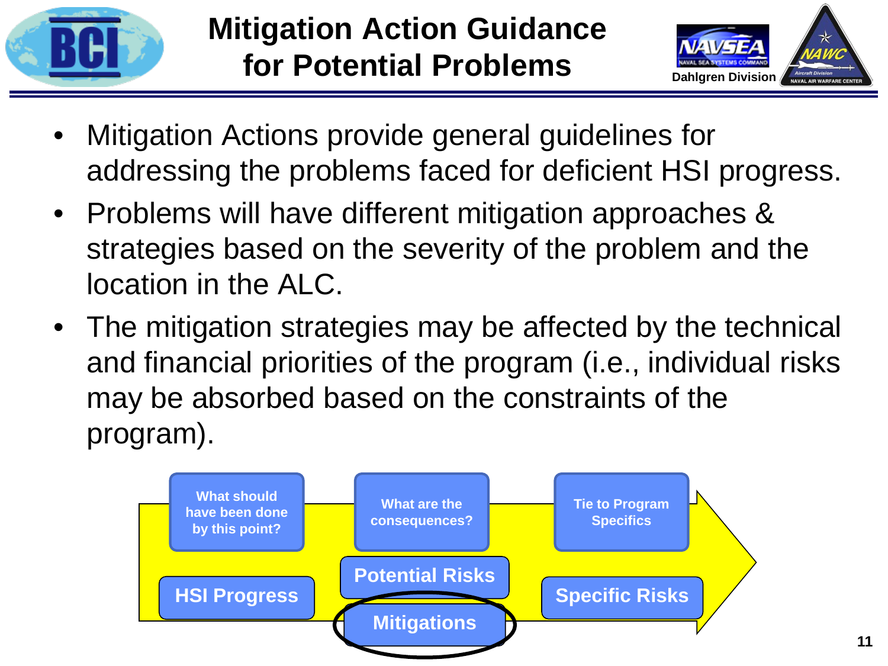# Mitigation Action Guidance for Potential Problems

- Mitigation Actions provide general guidelines for addressing the problems faced for deficient HSI progress.
- Problems will have different mitigation approaches & strategies based on the severity of the problem and the location in the ALC.
- The mitigation strategies may be affected by the technical and financial priorities of the program (i.e., individual risks may be absorbed based on the constraints of the program).

What should have been done by this point?

What are the consequences?

Tie to Program Specifics

HSI Progress

Potential Risks

Mitigations

Specific Risks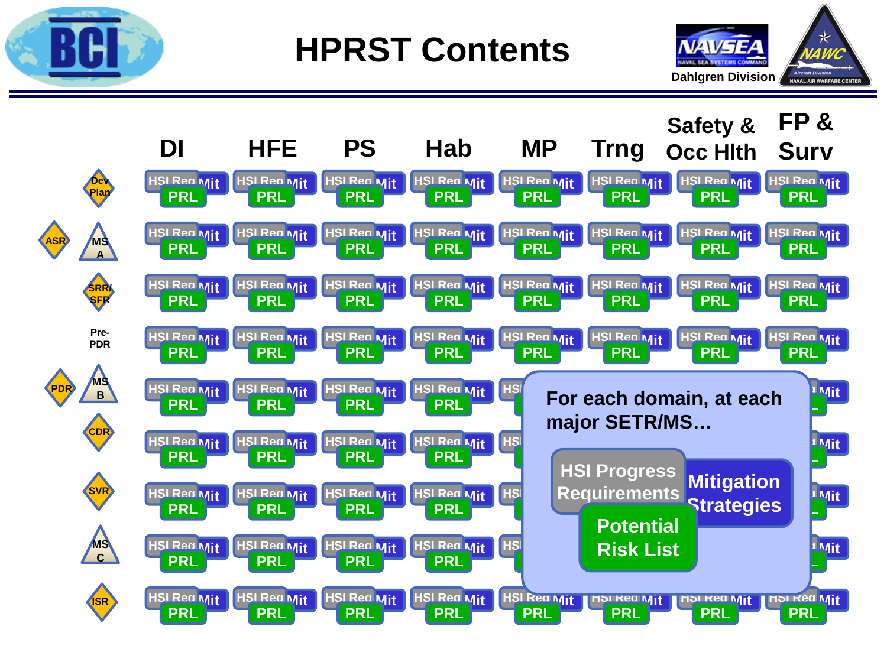# HPRST Contents

| | DI | HFE | PS | Hab | MP | Trng | Safety & Occ Hlth | FP & Surv |
|---|---|---|---|---|---|---|---|---|
| Dev Plan | HSI Req / Mit / PRL | HSI Req / Mit / PRL | HSI Req / Mit / PRL | HSI Req / Mit / PRL | HSI Req / Mit / PRL | HSI Req / Mit / PRL | HSI Req / Mit / PRL | HSI Req / Mit / PRL |
| ASR / MS A | HSI Req / Mit / PRL | HSI Req / Mit / PRL | HSI Req / Mit / PRL | HSI Req / Mit / PRL | HSI Req / Mit / PRL | HSI Req / Mit / PRL | HSI Req / Mit / PRL | HSI Req / Mit / PRL |
| SRR/SFR | HSI Req / Mit / PRL | HSI Req / Mit / PRL | HSI Req / Mit / PRL | HSI Req / Mit / PRL | HSI Req / Mit / PRL | HSI Req / Mit / PRL | HSI Req / Mit / PRL | HSI Req / Mit / PRL |
| Pre-PDR | HSI Req / Mit / PRL | HSI Req / Mit / PRL | HSI Req / Mit / PRL | HSI Req / Mit / PRL | HSI Req / Mit / PRL | HSI Req / Mit / PRL | HSI Req / Mit / PRL | HSI Req / Mit / PRL |
| PDR / MS B | HSI Req / Mit / PRL | HSI Req / Mit / PRL | HSI Req / Mit / PRL | HSI Req / Mit / PRL | HSI Req / Mit / PRL | HSI Req / Mit / PRL | HSI Req / Mit / PRL | HSI Req / Mit / PRL |
| CDR | HSI Req / Mit / PRL | HSI Req / Mit / PRL | HSI Req / Mit / PRL | HSI Req / Mit / PRL | HSI Req / Mit / PRL | HSI Req / Mit / PRL | HSI Req / Mit / PRL | HSI Req / Mit / PRL |
| SVR | HSI Req / Mit / PRL | HSI Req / Mit / PRL | HSI Req / Mit / PRL | HSI Req / Mit / PRL | HSI Req / Mit / PRL | HSI Req / Mit / PRL | HSI Req / Mit / PRL | HSI Req / Mit / PRL |
| MS C | HSI Req / Mit / PRL | HSI Req / Mit / PRL | HSI Req / Mit / PRL | HSI Req / Mit / PRL | HSI Req / Mit / PRL | HSI Req / Mit / PRL | HSI Req / Mit / PRL | HSI Req / Mit / PRL |
| ISR | HSI Req / Mit / PRL | HSI Req / Mit / PRL | HSI Req / Mit / PRL | HSI Req / Mit / PRL | HSI Req / Mit / PRL | HSI Req / Mit / PRL | HSI Req / Mit / PRL | HSI Req / Mit / PRL |

For each domain, at each major SETR/MS…

- HSI Progress Requirements
- Mitigation Strategies
- Potential Risk List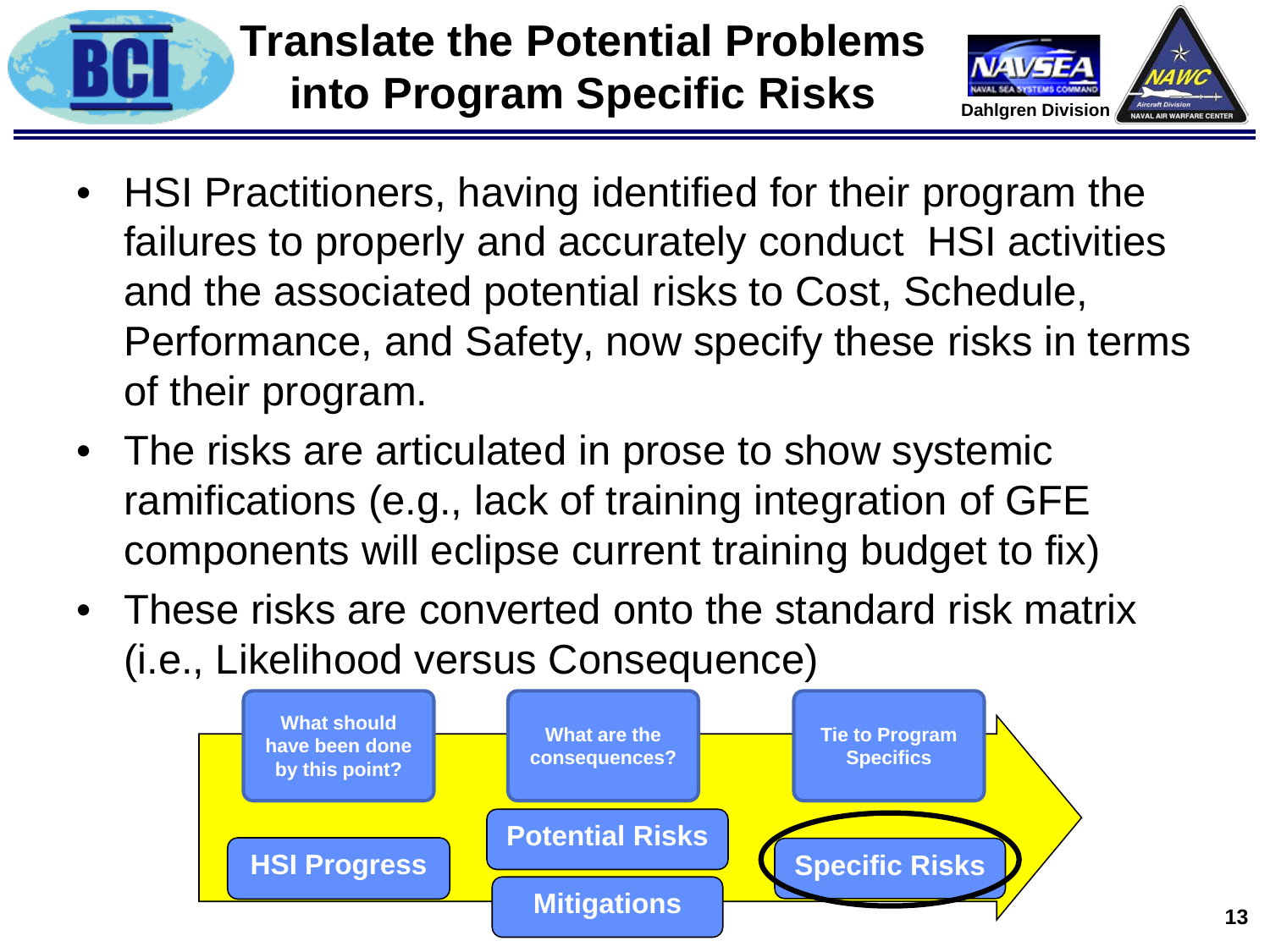# Translate the Potential Problems into Program Specific Risks

- HSI Practitioners, having identified for their program the failures to properly and accurately conduct HSI activities and the associated potential risks to Cost, Schedule, Performance, and Safety, now specify these risks in terms of their program.
- The risks are articulated in prose to show systemic ramifications (e.g., lack of training integration of GFE components will eclipse current training budget to fix)
- These risks are converted onto the standard risk matrix (i.e., Likelihood versus Consequence)

What should have been done by this point? | What are the consequences? | Tie to Program Specifics

HSI Progress | Potential Risks | Mitigations | Specific Risks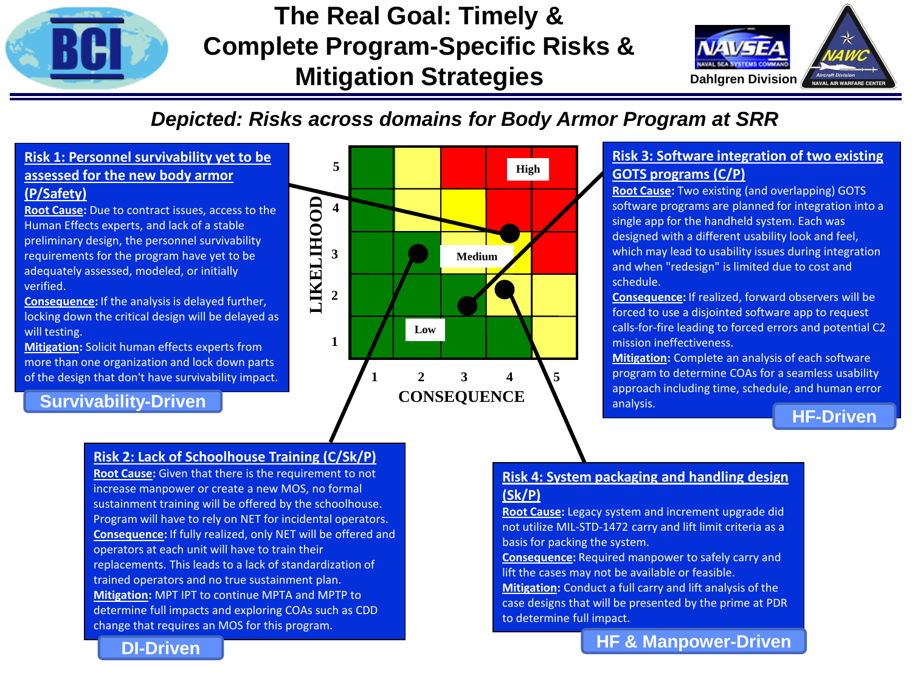# The Real Goal: Timely & Complete Program-Specific Risks & Mitigation Strategies

*Depicted: Risks across domains for Body Armor Program at SRR*

## Risk 1: Personnel survivability yet to be assessed for the new body armor (P/Safety)

**Root Cause:** Due to contract issues, access to the Human Effects experts, and lack of a stable preliminary design, the personnel survivability requirements for the program have yet to be adequately assessed, modeled, or initially verified.

**Consequence:** If the analysis is delayed further, locking down the critical design will be delayed as will testing.

**Mitigation:** Solicit human effects experts from more than one organization and lock down parts of the design that don't have survivability impact.

**Survivability-Driven**

## Risk 2: Lack of Schoolhouse Training (C/Sk/P)

**Root Cause:** Given that there is the requirement to not increase manpower or create a new MOS, no formal sustainment training will be offered by the schoolhouse. Program will have to rely on NET for incidental operators.

**Consequence:** If fully realized, only NET will be offered and operators at each unit will have to train their replacements. This leads to a lack of standardization of trained operators and no true sustainment plan.

**Mitigation:** MPT IPT to continue MPTA and MPTP to determine full impacts and exploring COAs such as CDD change that requires an MOS for this program.

**DI-Driven**

## Risk 3: Software integration of two existing GOTS programs (C/P)

**Root Cause:** Two existing (and overlapping) GOTS software programs are planned for integration into a single app for the handheld system. Each was designed with a different usability look and feel, which may lead to usability issues during integration and when "redesign" is limited due to cost and schedule.

**Consequence:** If realized, forward observers will be forced to use a disjointed software app to request calls-for-fire leading to forced errors and potential C2 mission ineffectiveness.

**Mitigation:** Complete an analysis of each software program to determine COAs for a seamless usability approach including time, schedule, and human error analysis.

**HF-Driven**

## Risk 4: System packaging and handling design (Sk/P)

**Root Cause:** Legacy system and increment upgrade did not utilize MIL-STD-1472 carry and lift limit criteria as a basis for packing the system.

**Consequence:** Required manpower to safely carry and lift the cases may not be available or feasible.

**Mitigation:** Conduct a full carry and lift analysis of the case designs that will be presented by the prime at PDR to determine full impact.

**HF & Manpower-Driven**

*Risk matrix (LIKELIHOOD 1–5 vs. CONSEQUENCE 1–5; regions labeled Low, Medium, High):*

| Risk | Likelihood | Consequence |
| --- | --- | --- |
| Risk 1 | 4 | 4 |
| Risk 2 | 3 | 2 |
| Risk 3 | 2 | 3 |
| Risk 4 | 2 | 4 |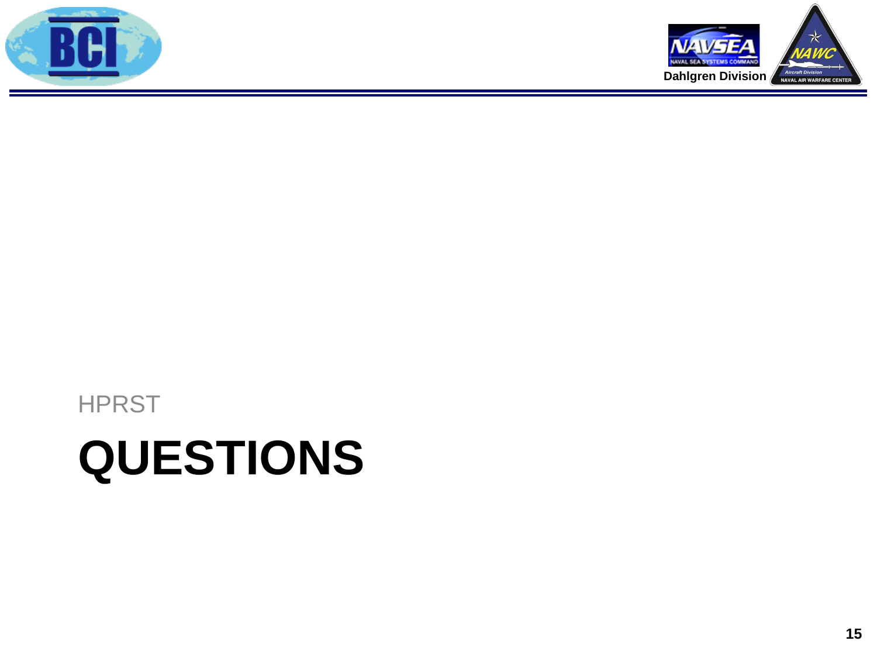HPRST

# QUESTIONS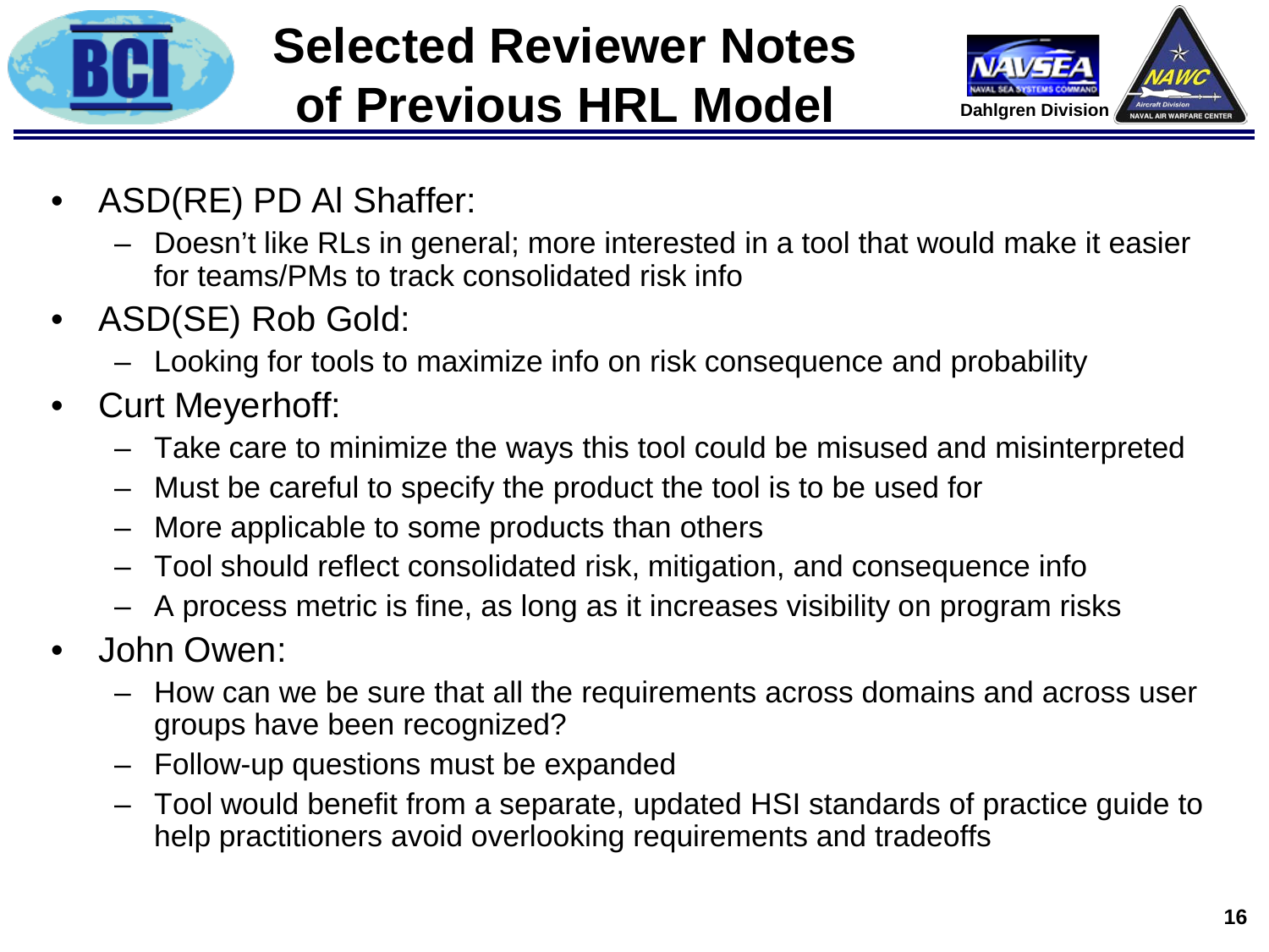# Selected Reviewer Notes of Previous HRL Model

- ASD(RE) PD Al Shaffer:
  - Doesn't like RLs in general; more interested in a tool that would make it easier for teams/PMs to track consolidated risk info
- ASD(SE) Rob Gold:
  - Looking for tools to maximize info on risk consequence and probability
- Curt Meyerhoff:
  - Take care to minimize the ways this tool could be misused and misinterpreted
  - Must be careful to specify the product the tool is to be used for
  - More applicable to some products than others
  - Tool should reflect consolidated risk, mitigation, and consequence info
  - A process metric is fine, as long as it increases visibility on program risks
- John Owen:
  - How can we be sure that all the requirements across domains and across user groups have been recognized?
  - Follow-up questions must be expanded
  - Tool would benefit from a separate, updated HSI standards of practice guide to help practitioners avoid overlooking requirements and tradeoffs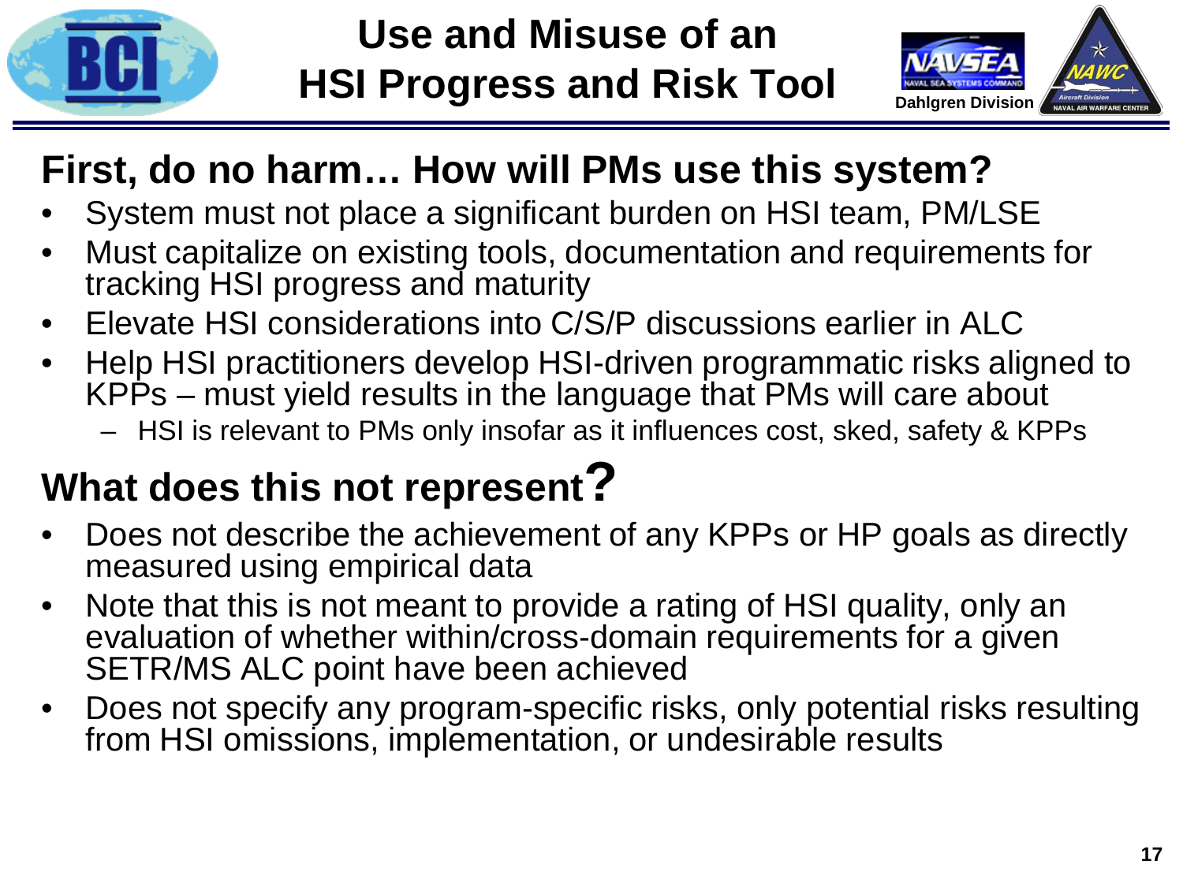# Use and Misuse of an HSI Progress and Risk Tool

## First, do no harm… How will PMs use this system?

- System must not place a significant burden on HSI team, PM/LSE
- Must capitalize on existing tools, documentation and requirements for tracking HSI progress and maturity
- Elevate HSI considerations into C/S/P discussions earlier in ALC
- Help HSI practitioners develop HSI-driven programmatic risks aligned to KPPs – must yield results in the language that PMs will care about
  - HSI is relevant to PMs only insofar as it influences cost, sked, safety & KPPs

## What does this not represent?

- Does not describe the achievement of any KPPs or HP goals as directly measured using empirical data
- Note that this is not meant to provide a rating of HSI quality, only an evaluation of whether within/cross-domain requirements for a given SETR/MS ALC point have been achieved
- Does not specify any program-specific risks, only potential risks resulting from HSI omissions, implementation, or undesirable results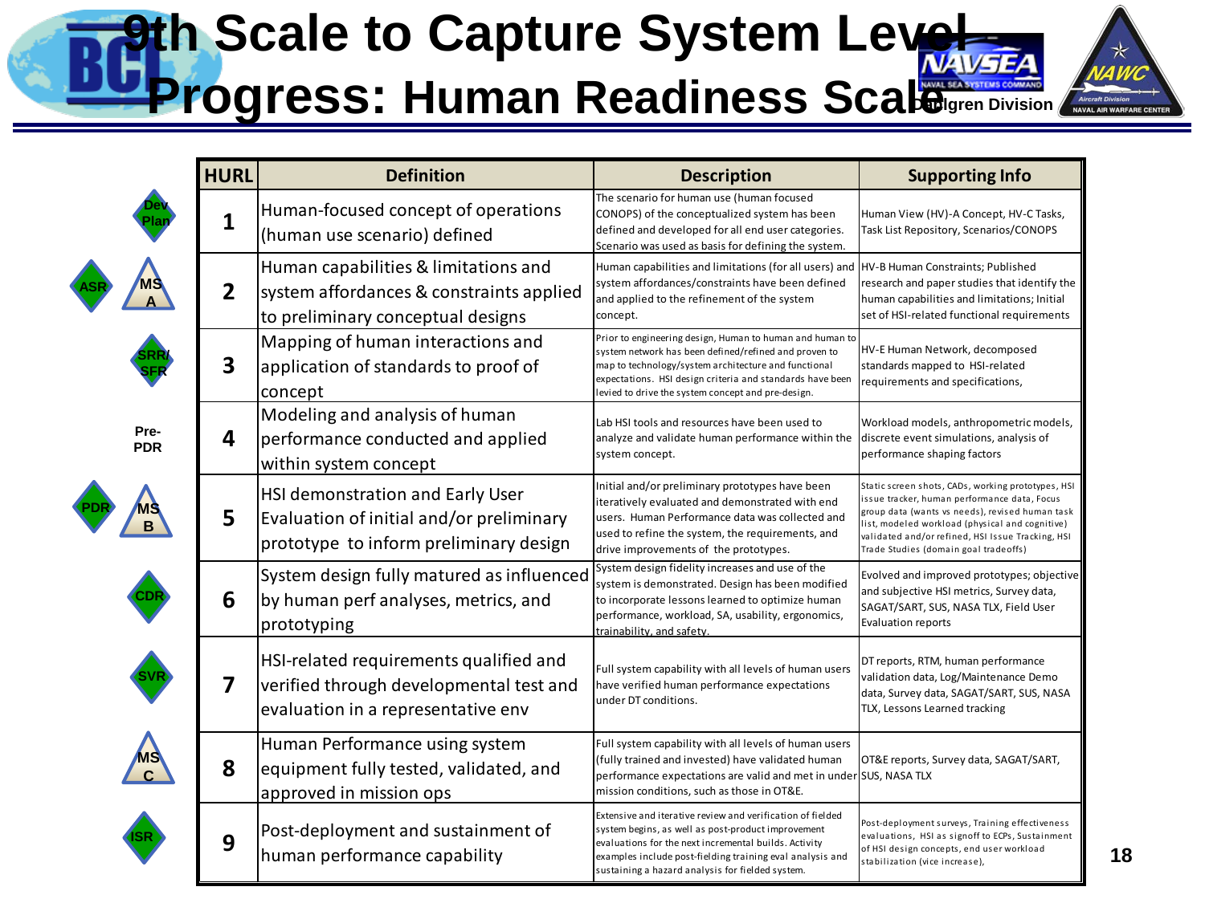# 9th Scale to Capture System Level Progress: Human Readiness Scale

| Milestone | HURL | Definition | Description | Supporting Info |
|---|---|---|---|---|
| Dev Plan | 1 | Human-focused concept of operations (human use scenario) defined | The scenario for human use (human focused CONOPS) of the conceptualized system has been defined and developed for all end user categories. Scenario was used as basis for defining the system. | Human View (HV)-A Concept, HV-C Tasks, Task List Repository, Scenarios/CONOPS |
| ASR, MS A | 2 | Human capabilities & limitations and system affordances & constraints applied to preliminary conceptual designs | Human capabilities and limitations (for all users) and system affordances/constraints have been defined and applied to the refinement of the system concept. | HV-B Human Constraints; Published research and paper studies that identify the human capabilities and limitations; Initial set of HSI-related functional requirements |
| SRR/SFR | 3 | Mapping of human interactions and application of standards to proof of concept | Prior to engineering design, Human to human and human to system network has been defined/refined and proven to map to technology/system architecture and functional expectations. HSI design criteria and standards have been levied to drive the system concept and pre-design. | HV-E Human Network, decomposed standards mapped to HSI-related requirements and specifications, |
| Pre-PDR | 4 | Modeling and analysis of human performance conducted and applied within system concept | Lab HSI tools and resources have been used to analyze and validate human performance within the system concept. | Workload models, anthropometric models, discrete event simulations, analysis of performance shaping factors |
| PDR, MS B | 5 | HSI demonstration and Early User Evaluation of initial and/or preliminary prototype to inform preliminary design | Initial and/or preliminary prototypes have been iteratively evaluated and demonstrated with end users. Human Performance data was collected and used to refine the system, the requirements, and drive improvements of the prototypes. | Static screen shots, CADs, working prototypes, HSI issue tracker, human performance data, Focus group data (wants vs needs), revised human task list, modeled workload (physical and cognitive) validated and/or refined, HSI Issue Tracking, HSI Trade Studies (domain goal tradeoffs) |
| CDR | 6 | System design fully matured as influenced by human perf analyses, metrics, and prototyping | System design fidelity increases and use of the system is demonstrated. Design has been modified to incorporate lessons learned to optimize human performance, workload, SA, usability, ergonomics, trainability, and safety. | Evolved and improved prototypes; objective and subjective HSI metrics, Survey data, SAGAT/SART, SUS, NASA TLX, Field User Evaluation reports |
| SVR | 7 | HSI-related requirements qualified and verified through developmental test and evaluation in a representative env | Full system capability with all levels of human users have verified human performance expectations under DT conditions. | DT reports, RTM, human performance validation data, Log/Maintenance Demo data, Survey data, SAGAT/SART, SUS, NASA TLX, Lessons Learned tracking |
| MS C | 8 | Human Performance using system equipment fully tested, validated, and approved in mission ops | Full system capability with all levels of human users (fully trained and invested) have validated human performance expectations are valid and met in under mission conditions, such as those in OT&E. | OT&E reports, Survey data, SAGAT/SART, SUS, NASA TLX |
| ISR | 9 | Post-deployment and sustainment of human performance capability | Extensive and iterative review and verification of fielded system begins, as well as post-product improvement evaluations for the next incremental builds. Activity examples include post-fielding training eval analysis and sustaining a hazard analysis for fielded system. | Post-deployment surveys, Training effectiveness evaluations, HSI as signoff to ECPs, Sustainment of HSI design concepts, end user workload stabilization (vice increase), |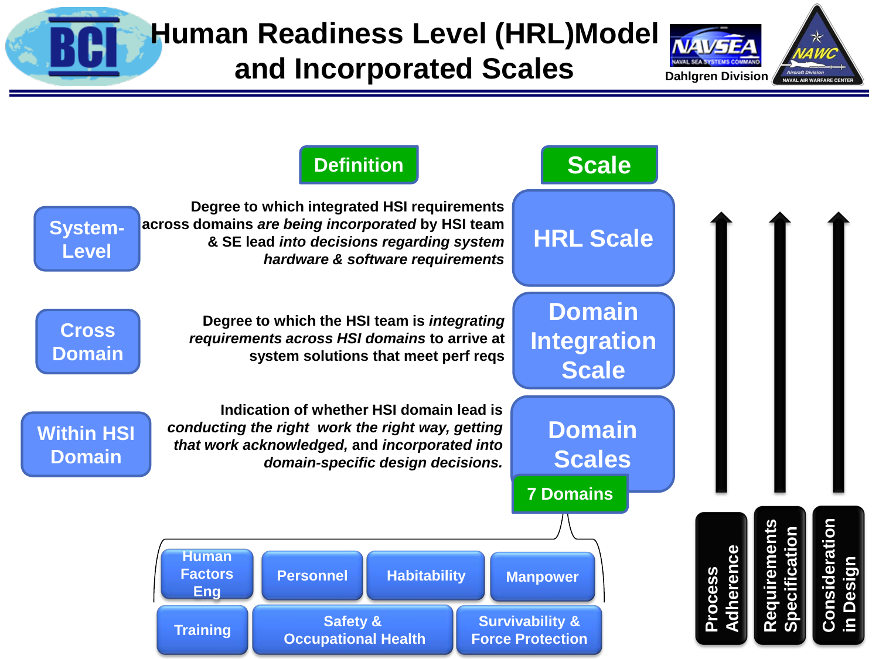# Human Readiness Level (HRL)Model and Incorporated Scales

NAVSEA Dahlgren Division

| Level | Definition | Scale |
|---|---|---|
| System-Level | Degree to which integrated HSI requirements across domains *are being incorporated* by HSI team & SE lead *into decisions regarding system hardware & software requirements* | HRL Scale |
| Cross Domain | Degree to which the HSI team is *integrating requirements across HSI domains* to arrive at system solutions that meet perf reqs | Domain Integration Scale |
| Within HSI Domain | Indication of whether HSI domain lead is *conducting the right work the right way, getting that work acknowledged,* and *incorporated into domain-specific design decisions.* | Domain Scales |

**7 Domains**

- Human Factors Eng
- Personnel
- Habitability
- Manpower
- Training
- Safety & Occupational Health
- Survivability & Force Protection

- Process Adherence
- Requirements Specification
- Consideration in Design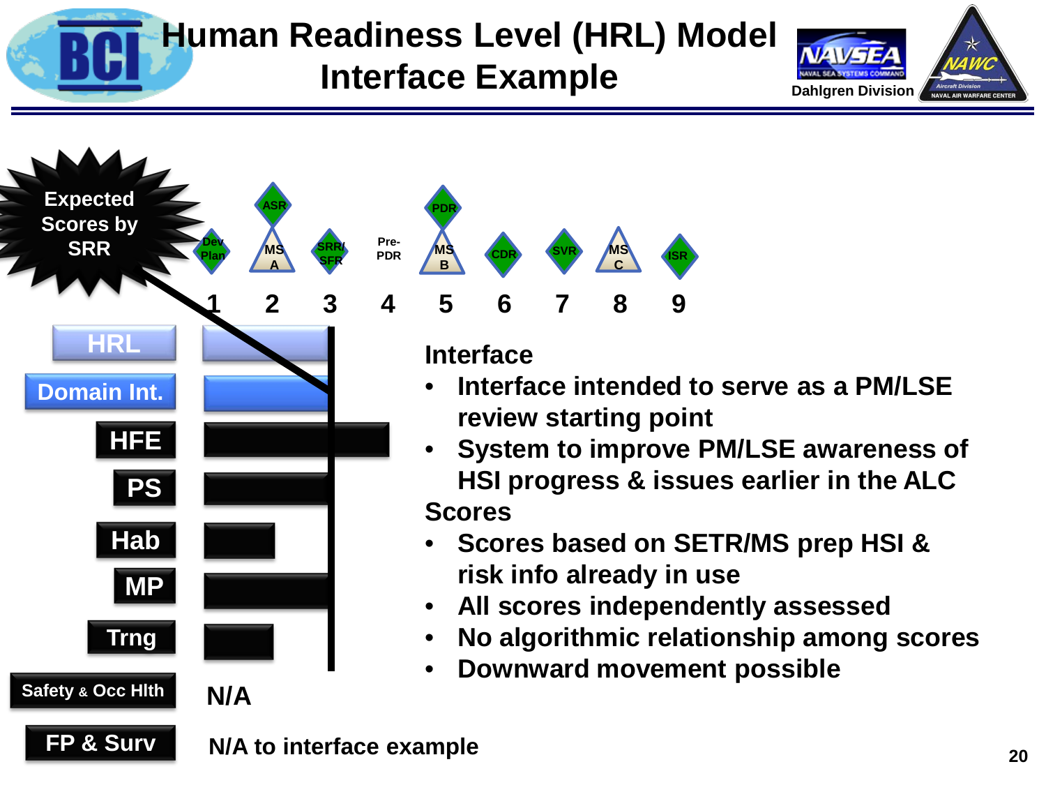# Human Readiness Level (HRL) Model Interface Example

Expected Scores by SRR

| Dev Plan | ASR / MS A | SRR/ SFR | Pre-PDR | PDR / MS B | CDR | SVR | MS C | ISR |
|---|---|---|---|---|---|---|---|---|
| 1 | 2 | 3 | 4 | 5 | 6 | 7 | 8 | 9 |

- HRL
- Domain Int.
- HFE
- PS
- Hab
- MP
- Trng
- Safety & Occ Hlth — N/A
- FP & Surv — N/A to interface example

**Interface**

- Interface intended to serve as a PM/LSE review starting point
- System to improve PM/LSE awareness of HSI progress & issues earlier in the ALC

**Scores**

- Scores based on SETR/MS prep HSI & risk info already in use
- All scores independently assessed
- No algorithmic relationship among scores
- Downward movement possible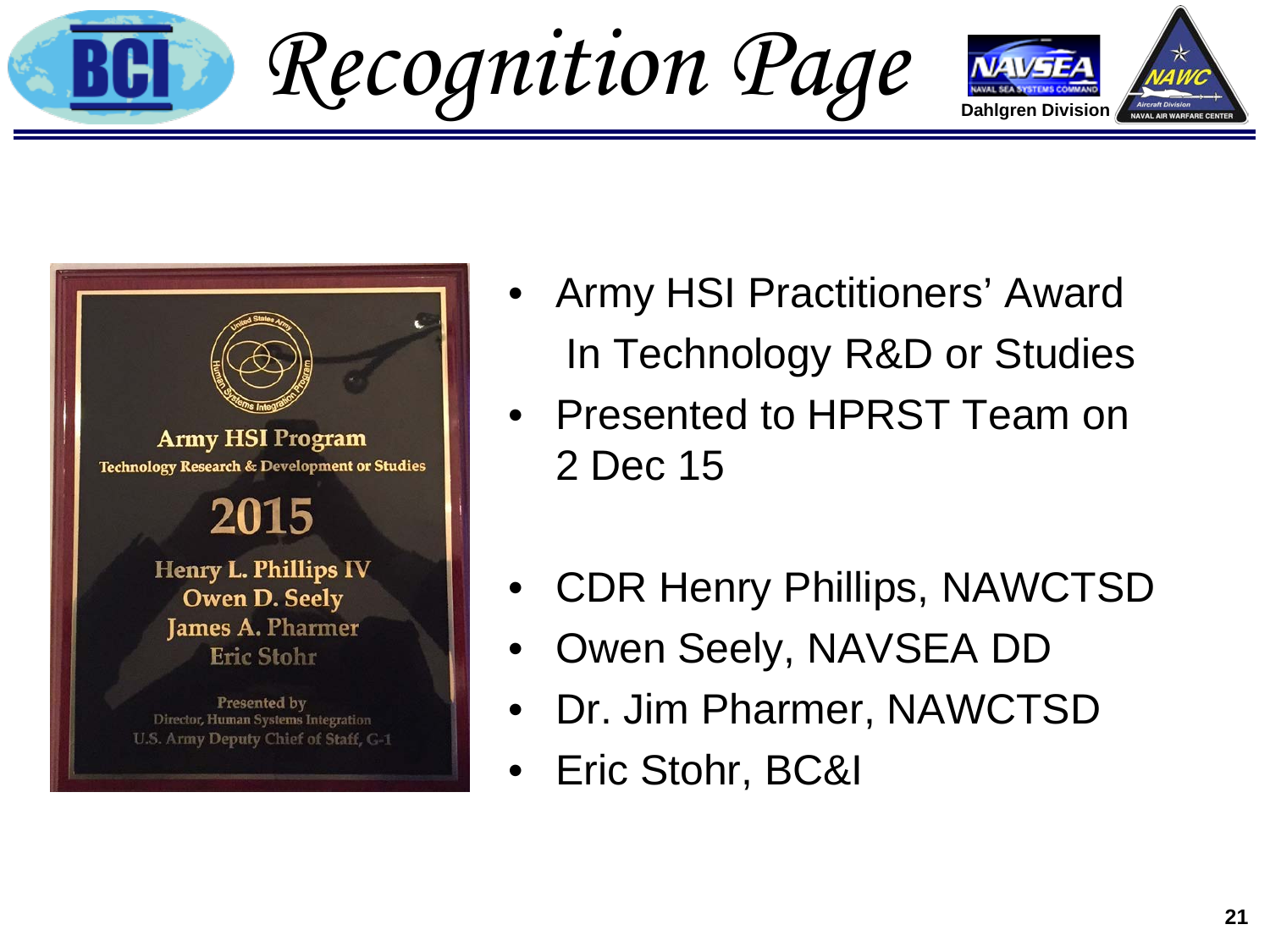# Recognition Page

- Army HSI Practitioners' Award In Technology R&D or Studies
- Presented to HPRST Team on 2 Dec 15

- CDR Henry Phillips, NAWCTSD
- Owen Seely, NAVSEA DD
- Dr. Jim Pharmer, NAWCTSD
- Eric Stohr, BC&I